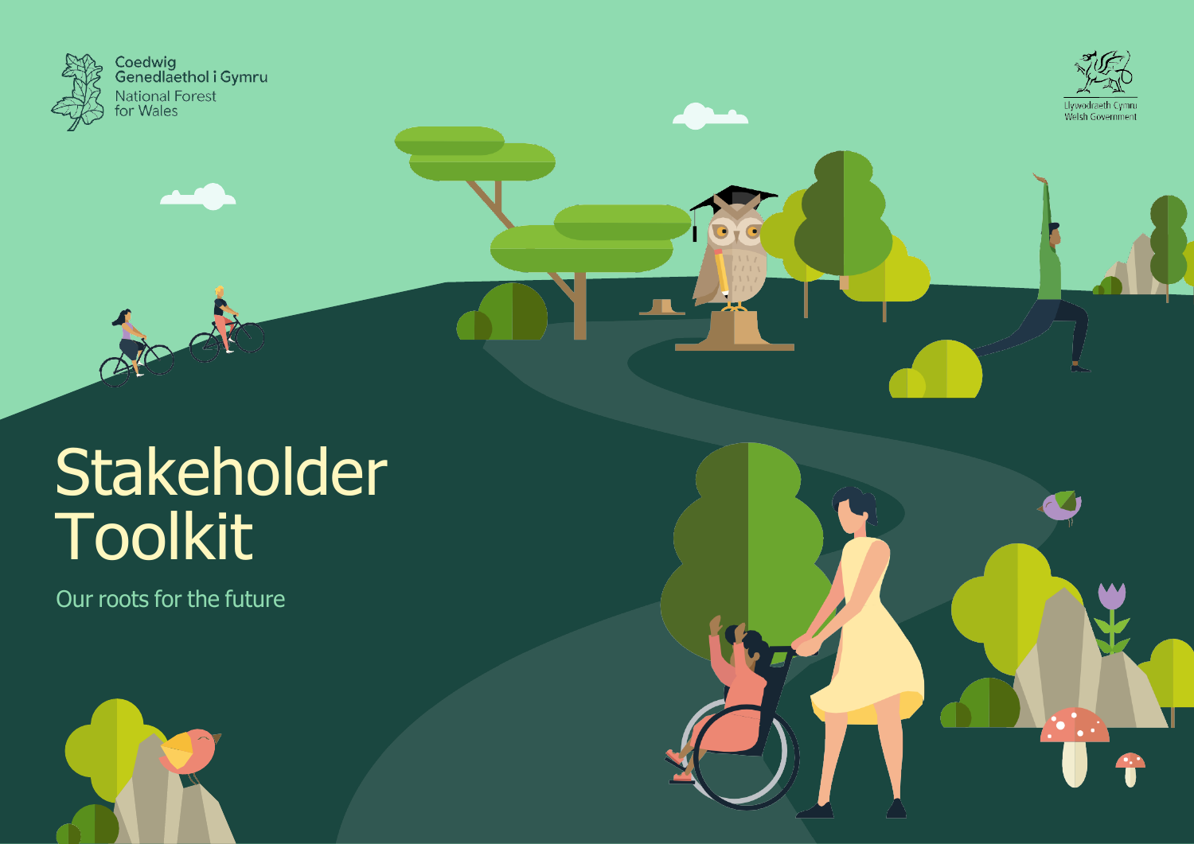Coedwig Genedlaethol i Gymru
National Forest for Wales

Llywodraeth Cymru
Welsh Government

# Stakeholder Toolkit

Our roots for the future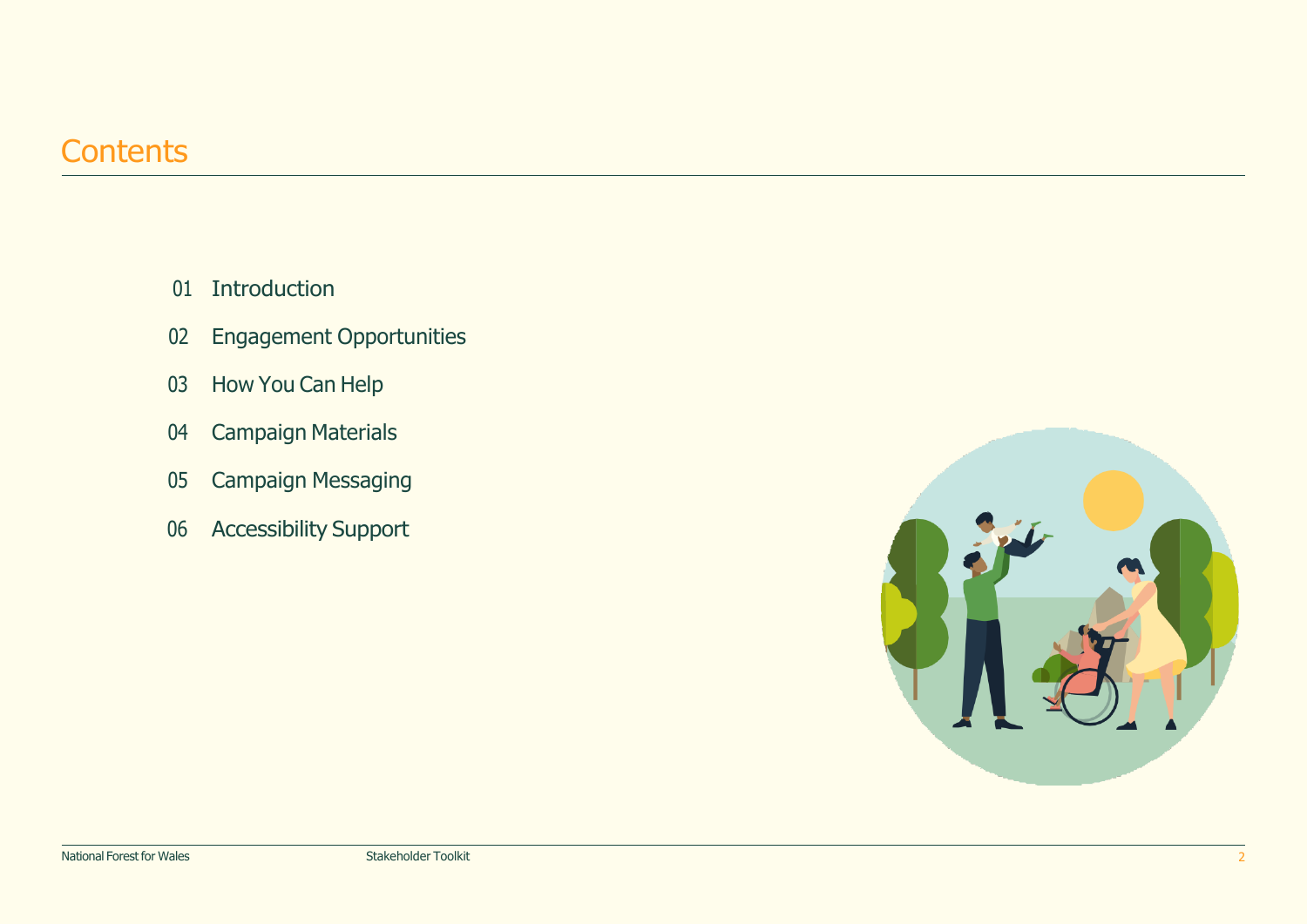# Contents

01 Introduction

02 Engagement Opportunities

03 How You Can Help

04 Campaign Materials

05 Campaign Messaging

06 Accessibility Support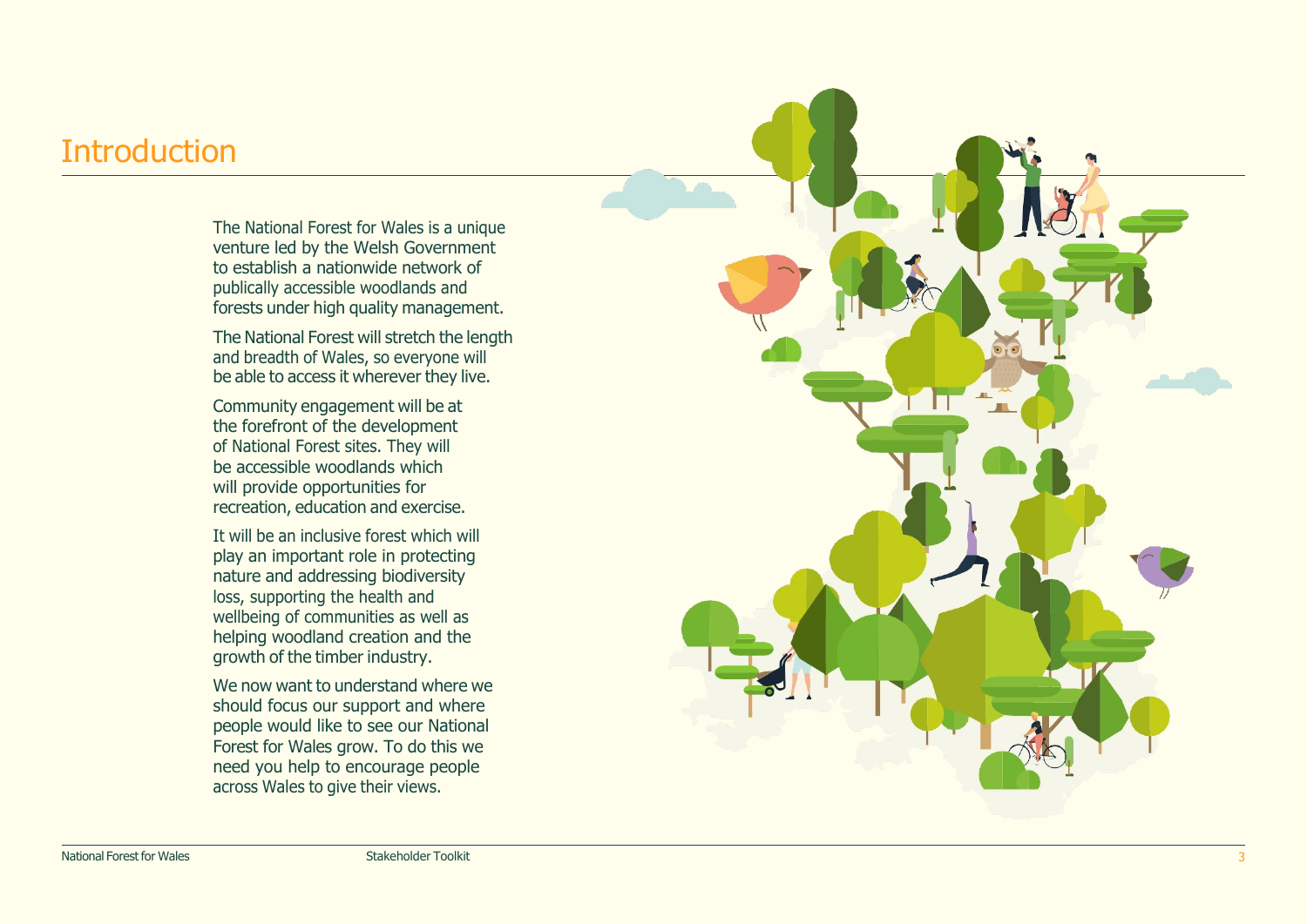# Introduction

The National Forest for Wales is a unique venture led by the Welsh Government to establish a nationwide network of publically accessible woodlands and forests under high quality management.

The National Forest will stretch the length and breadth of Wales, so everyone will be able to access it wherever they live.

Community engagement will be at the forefront of the development of National Forest sites. They will be accessible woodlands which will provide opportunities for recreation, education and exercise.

It will be an inclusive forest which will play an important role in protecting nature and addressing biodiversity loss, supporting the health and wellbeing of communities as well as helping woodland creation and the growth of the timber industry.

We now want to understand where we should focus our support and where people would like to see our National Forest for Wales grow. To do this we need you help to encourage people across Wales to give their views.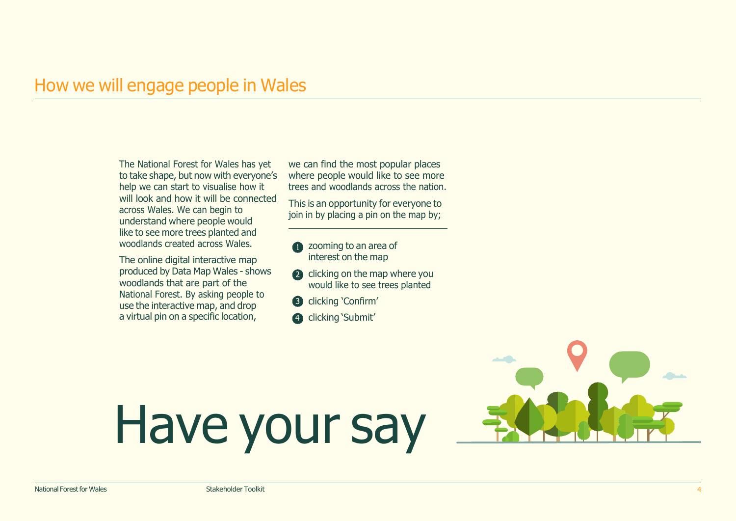# How we will engage people in Wales

The National Forest for Wales has yet to take shape, but now with everyone's help we can start to visualise how it will look and how it will be connected across Wales. We can begin to understand where people would like to see more trees planted and woodlands created across Wales.

The online digital interactive map produced by Data Map Wales - shows woodlands that are part of the National Forest. By asking people to use the interactive map, and drop a virtual pin on a specific location, we can find the most popular places where people would like to see more trees and woodlands across the nation.

This is an opportunity for everyone to join in by placing a pin on the map by;

1. zooming to an area of interest on the map
2. clicking on the map where you would like to see trees planted
3. clicking 'Confirm'
4. clicking 'Submit'

# Have your say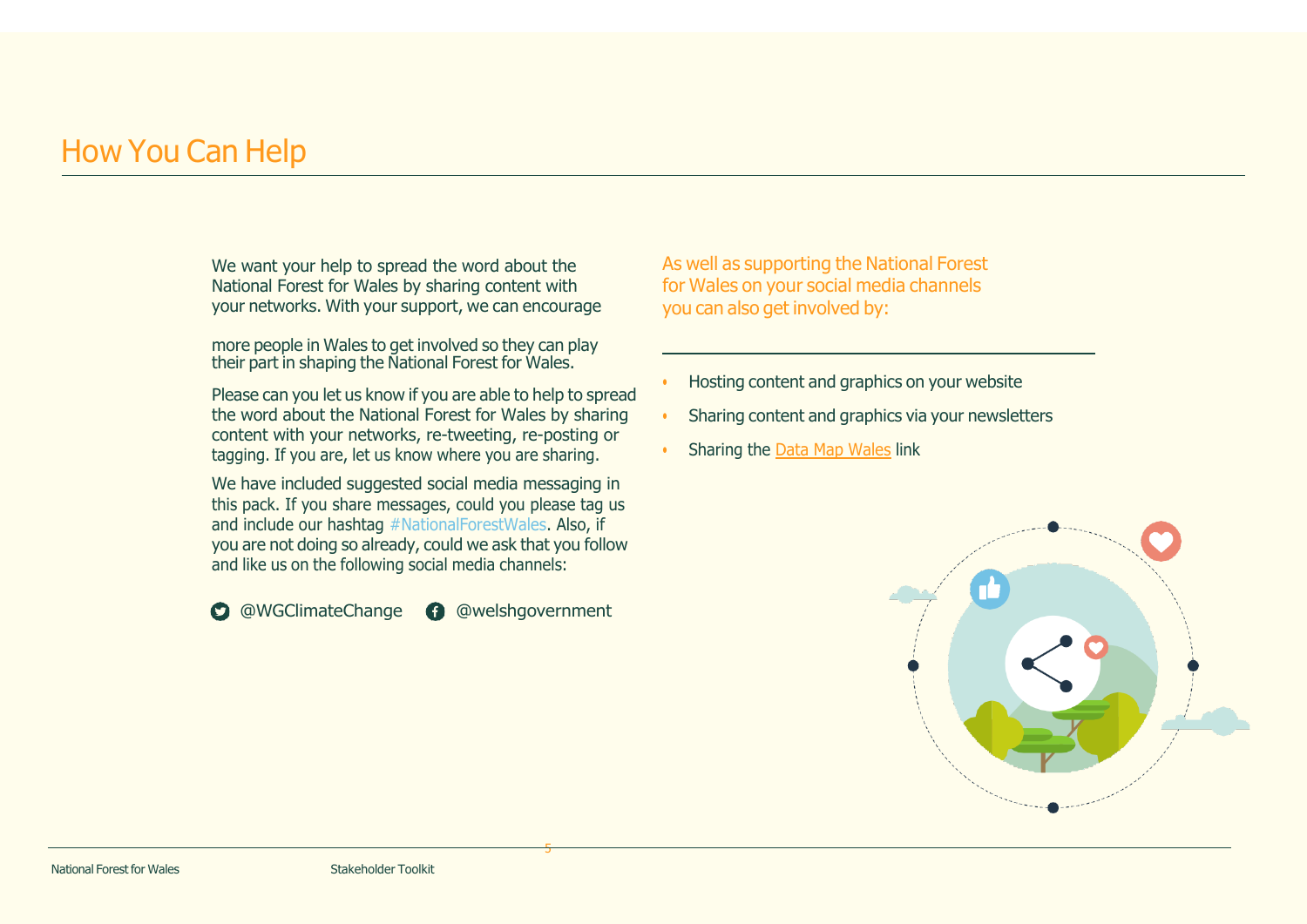// How You Can Help

We want your help to spread the word about the National Forest for Wales by sharing content with your networks. With your support, we can encourage more people in Wales to get involved so they can play their part in shaping the National Forest for Wales.

Please can you let us know if you are able to help to spread the word about the National Forest for Wales by sharing content with your networks, re-tweeting, re-posting or tagging. If you are, let us know where you are sharing.

We have included suggested social media messaging in this pack. If you share messages, could you please tag us and include our hashtag #NationalForestWales. Also, if you are not doing so already, could we ask that you follow and like us on the following social media channels:

@WGClimateChange @welshgovernment

As well as supporting the National Forest for Wales on your social media channels you can also get involved by:

- Hosting content and graphics on your website
- Sharing content and graphics via your newsletters
- Sharing the Data Map Wales link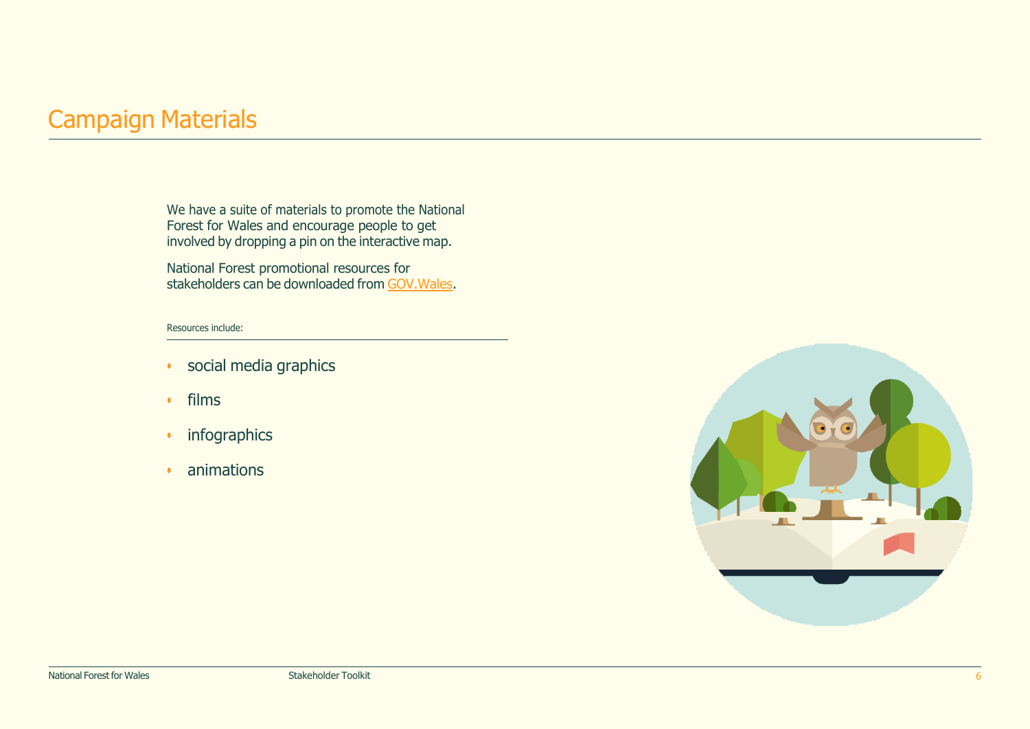# Campaign Materials

We have a suite of materials to promote the National Forest for Wales and encourage people to get involved by dropping a pin on the interactive map.

National Forest promotional resources for stakeholders can be downloaded from GOV.Wales.

Resources include:

- social media graphics
- films
- infographics
- animations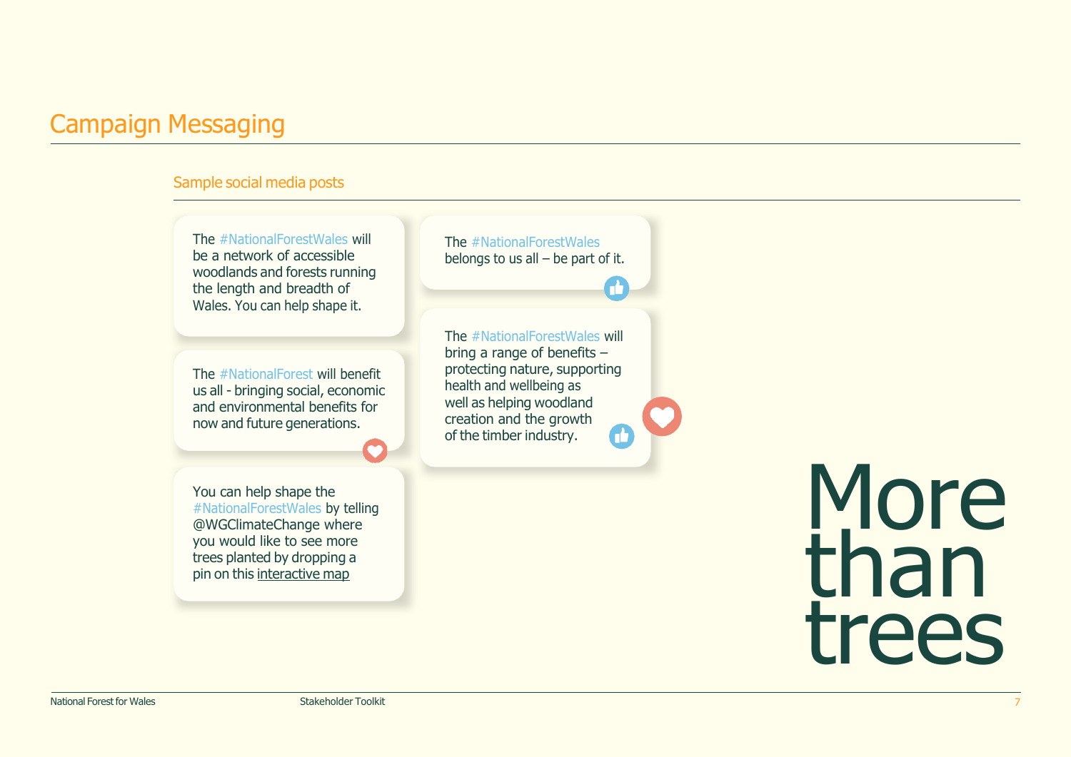# Campaign Messaging

## Sample social media posts

The #NationalForestWales will be a network of accessible woodlands and forests running the length and breadth of Wales. You can help shape it.

The #NationalForest will benefit us all - bringing social, economic and environmental benefits for now and future generations.

You can help shape the #NationalForestWales by telling @WGClimateChange where you would like to see more trees planted by dropping a pin on this interactive map

The #NationalForestWales belongs to us all – be part of it.

The #NationalForestWales will bring a range of benefits – protecting nature, supporting health and wellbeing as well as helping woodland creation and the growth of the timber industry.

More than trees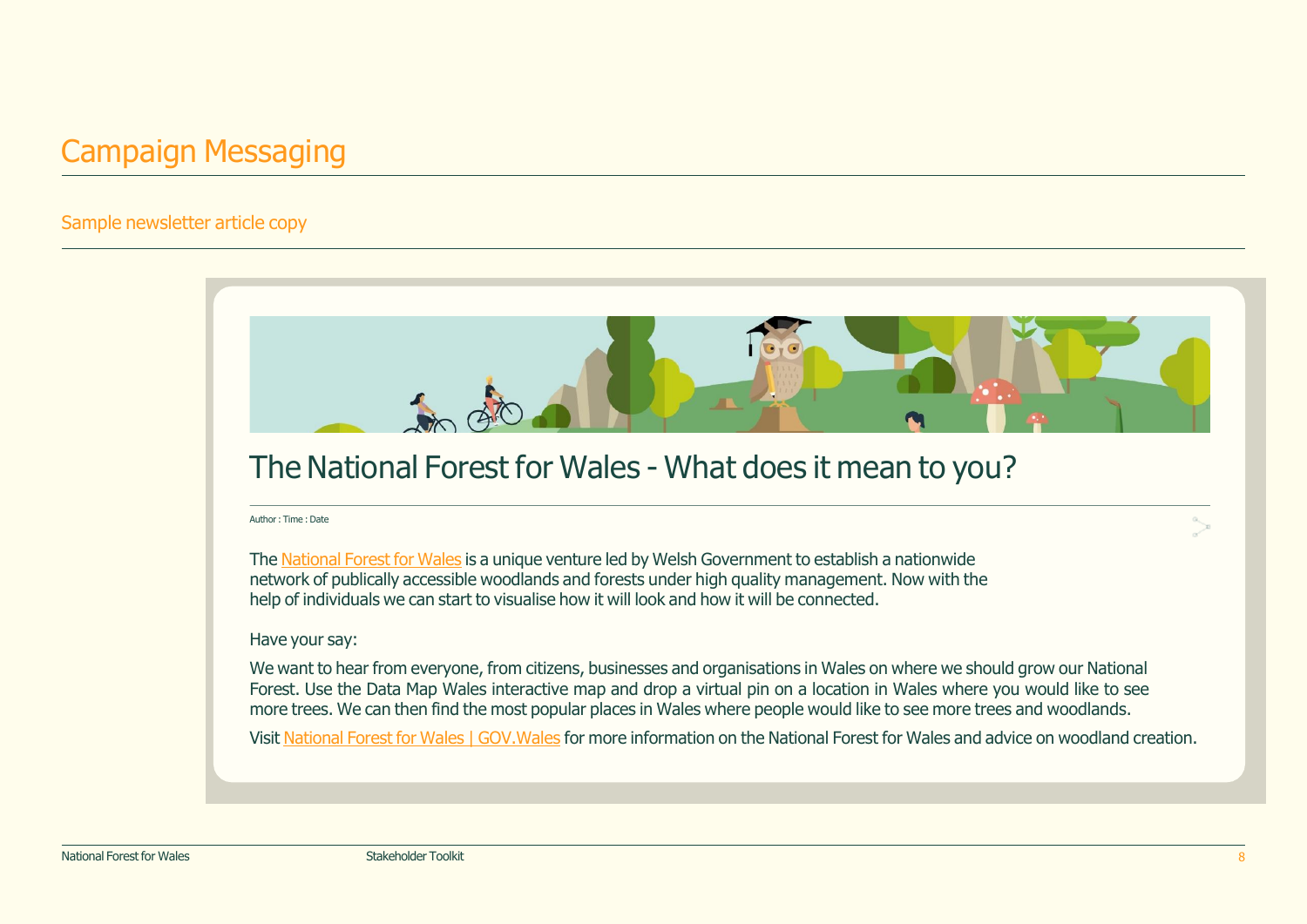# Campaign Messaging

## Sample newsletter article copy

### The National Forest for Wales - What does it mean to you?

Author : Time : Date

The National Forest for Wales is a unique venture led by Welsh Government to establish a nationwide network of publically accessible woodlands and forests under high quality management. Now with the help of individuals we can start to visualise how it will look and how it will be connected.

Have your say:

We want to hear from everyone, from citizens, businesses and organisations in Wales on where we should grow our National Forest. Use the Data Map Wales interactive map and drop a virtual pin on a location in Wales where you would like to see more trees. We can then find the most popular places in Wales where people would like to see more trees and woodlands.

Visit National Forest for Wales | GOV.Wales for more information on the National Forest for Wales and advice on woodland creation.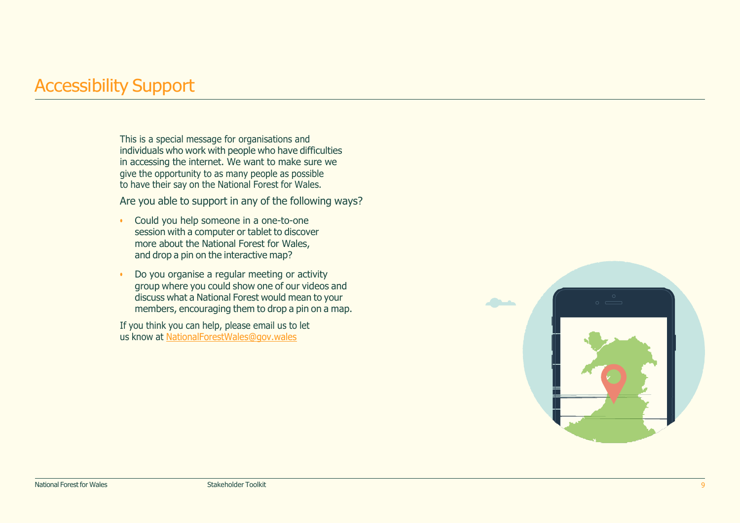# Accessibility Support

This is a special message for organisations and individuals who work with people who have difficulties in accessing the internet. We want to make sure we give the opportunity to as many people as possible to have their say on the National Forest for Wales.

Are you able to support in any of the following ways?

- Could you help someone in a one-to-one session with a computer or tablet to discover more about the National Forest for Wales, and drop a pin on the interactive map?
- Do you organise a regular meeting or activity group where you could show one of our videos and discuss what a National Forest would mean to your members, encouraging them to drop a pin on a map.

If you think you can help, please email us to let us know at NationalForestWales@gov.wales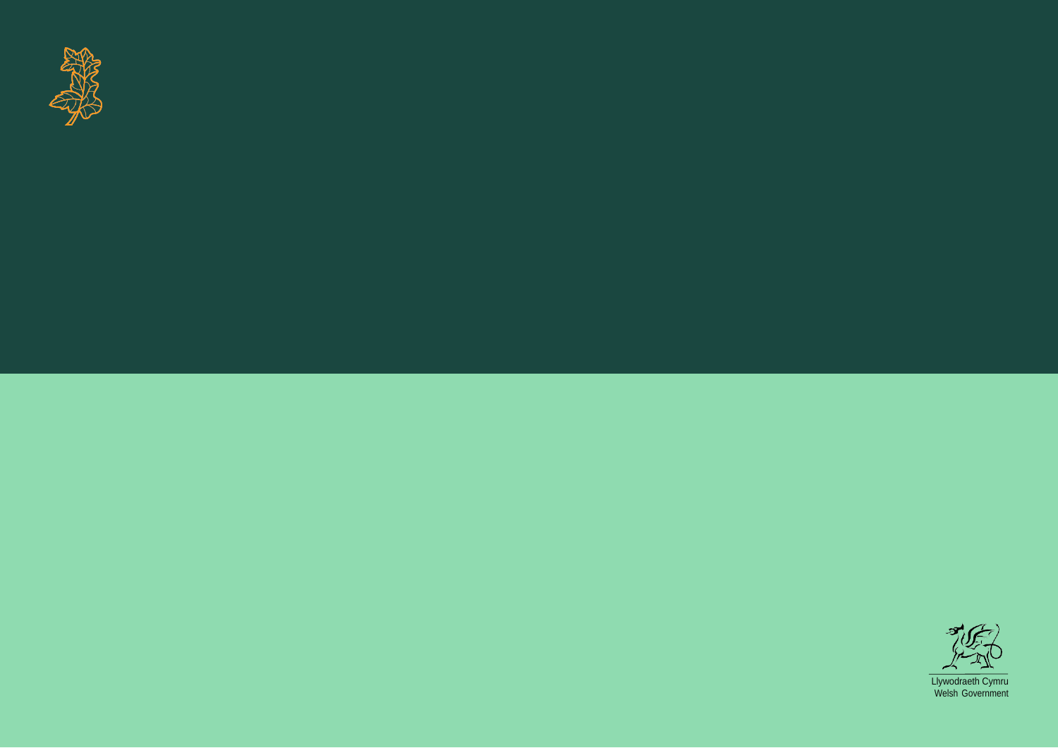Llywodraeth Cymru
Welsh Government